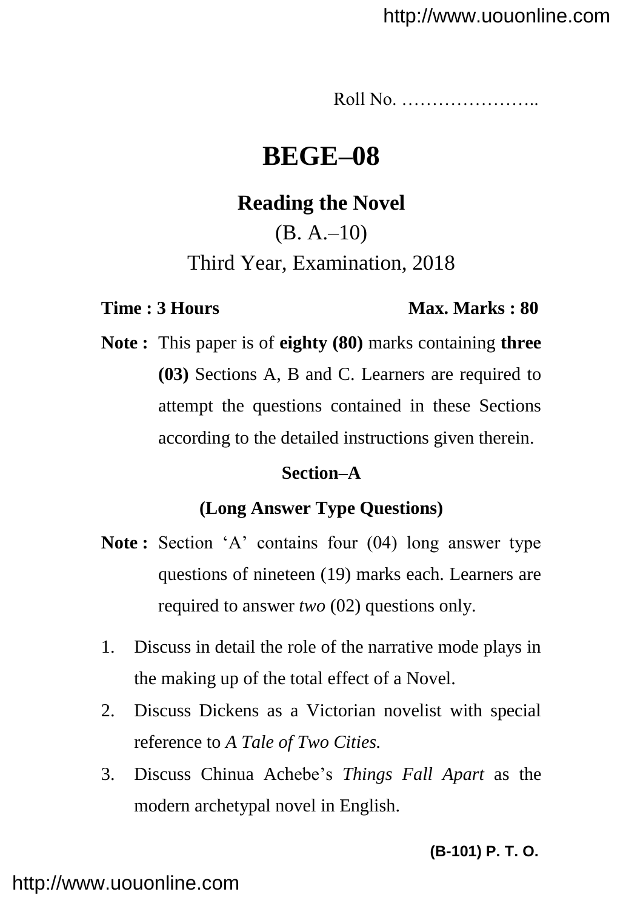Roll No. …………………..

# BEGE–08

## Reading the Novel

(B. A.–10)

Third Year, Examination, 2018

**Time : 3 Hours** **Max. Marks : 80**

**Note :** This paper is of **eighty (80)** marks containing **three (03)** Sections A, B and C. Learners are required to attempt the questions contained in these Sections according to the detailed instructions given therein.

### Section–A

### (Long Answer Type Questions)

**Note :** Section 'A' contains four (04) long answer type questions of nineteen (19) marks each. Learners are required to answer *two* (02) questions only.

1. Discuss in detail the role of the narrative mode plays in the making up of the total effect of a Novel.
2. Discuss Dickens as a Victorian novelist with special reference to *A Tale of Two Cities.*
3. Discuss Chinua Achebe's *Things Fall Apart* as the modern archetypal novel in English.

**(B-101) P. T. O.**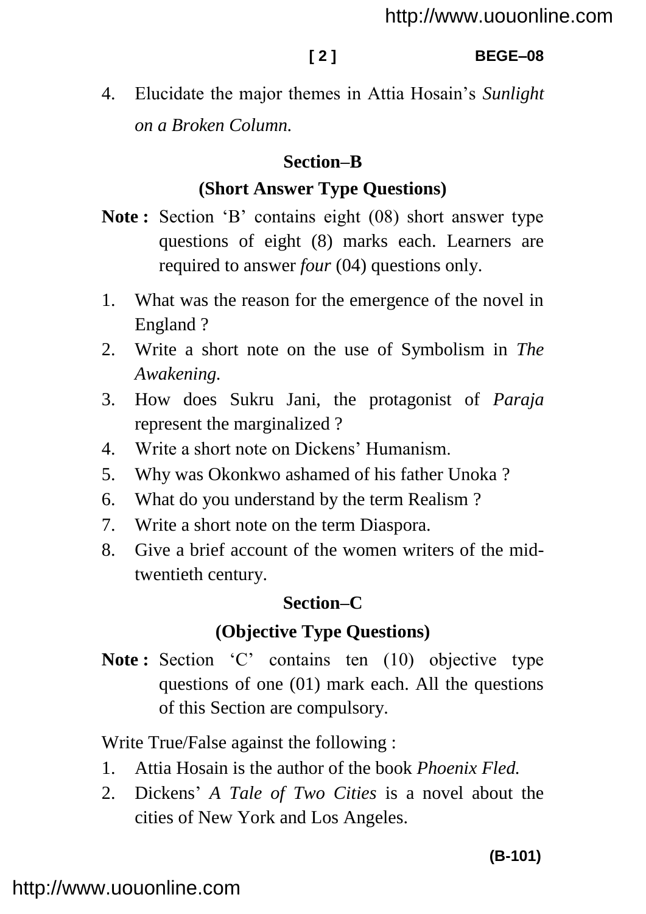4. Elucidate the major themes in Attia Hosain's *Sunlight on a Broken Column.*

## Section–B

### (Short Answer Type Questions)

**Note :** Section 'B' contains eight (08) short answer type questions of eight (8) marks each. Learners are required to answer *four* (04) questions only.

1. What was the reason for the emergence of the novel in England ?
2. Write a short note on the use of Symbolism in *The Awakening.*
3. How does Sukru Jani, the protagonist of *Paraja* represent the marginalized ?
4. Write a short note on Dickens' Humanism.
5. Why was Okonkwo ashamed of his father Unoka ?
6. What do you understand by the term Realism ?
7. Write a short note on the term Diaspora.
8. Give a brief account of the women writers of the mid-twentieth century.

## Section–C

### (Objective Type Questions)

**Note :** Section 'C' contains ten (10) objective type questions of one (01) mark each. All the questions of this Section are compulsory.

Write True/False against the following :

1. Attia Hosain is the author of the book *Phoenix Fled.*
2. Dickens' *A Tale of Two Cities* is a novel about the cities of New York and Los Angeles.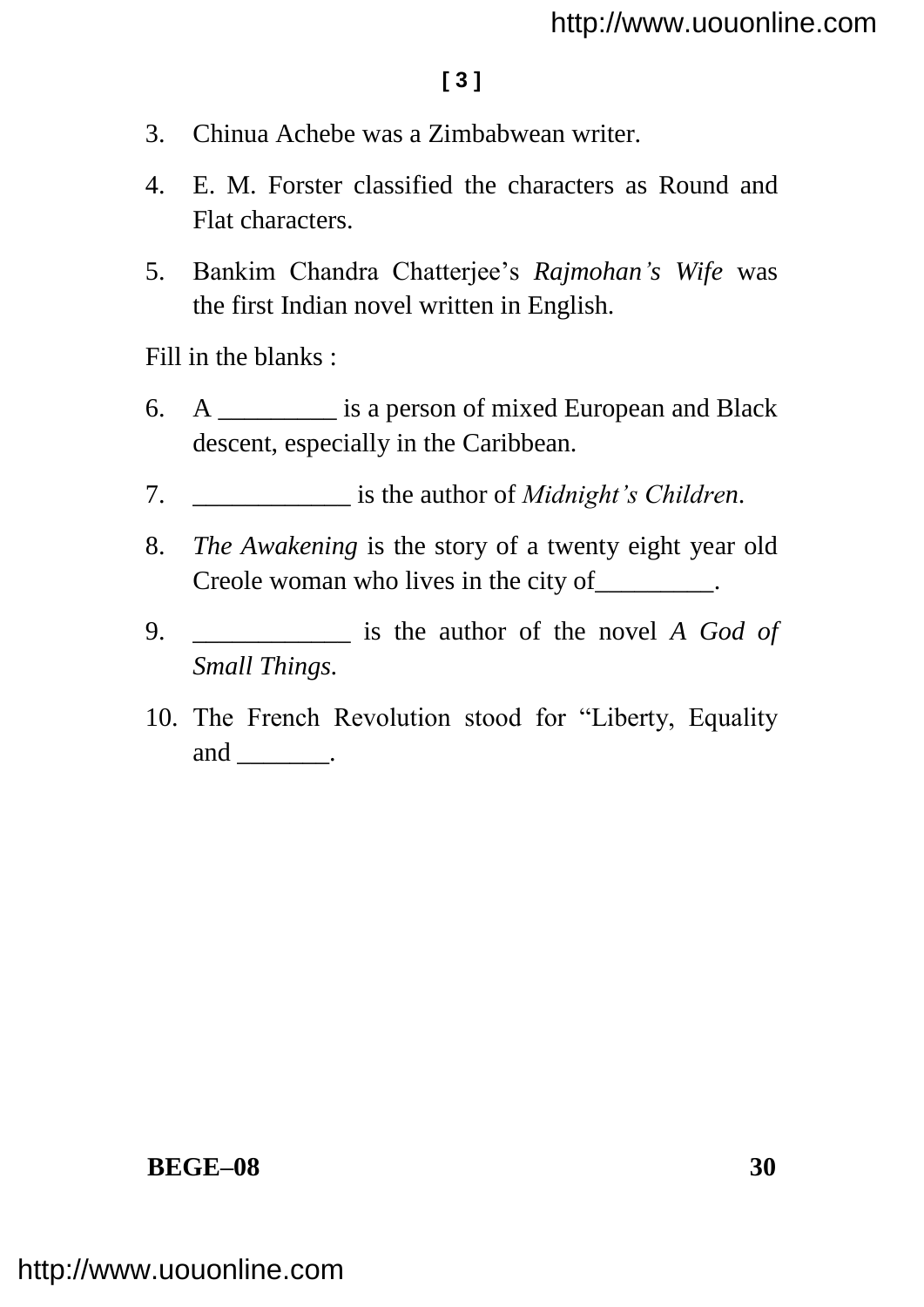3. Chinua Achebe was a Zimbabwean writer.

4. E. M. Forster classified the characters as Round and Flat characters.

5. Bankim Chandra Chatterjee's *Rajmohan's Wife* was the first Indian novel written in English.

Fill in the blanks :

6. A _________ is a person of mixed European and Black descent, especially in the Caribbean.

7. ____________ is the author of *Midnight's Children*.

8. *The Awakening* is the story of a twenty eight year old Creole woman who lives in the city of_________.

9. ____________ is the author of the novel *A God of Small Things*.

10. The French Revolution stood for "Liberty, Equality and _______.

BEGE–08